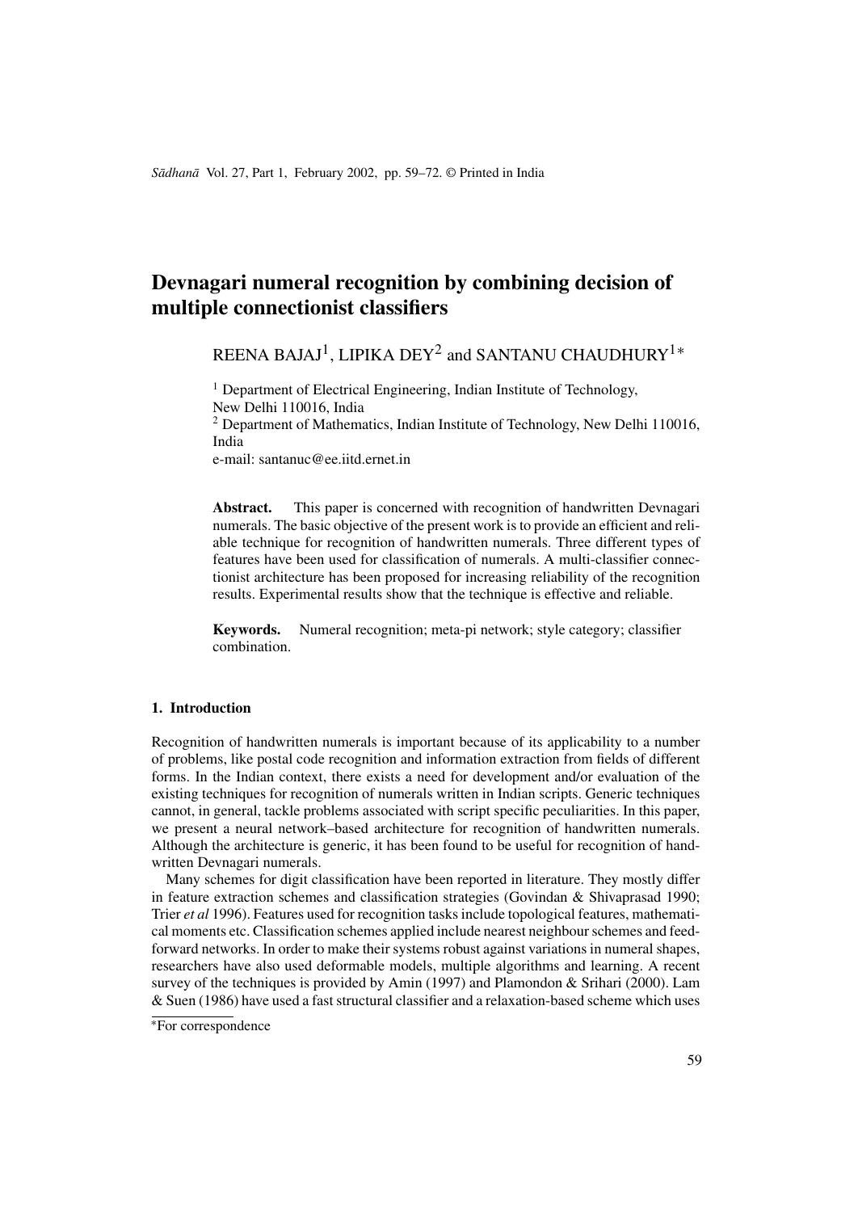# Devnagari numeral recognition by combining decision of multiple connectionist classifiers

REENA BAJAJ[1], LIPIKA DEY[2] and SANTANU CHAUDHURY[1*]

[1] Department of Electrical Engineering, Indian Institute of Technology, New Delhi 110016, India
[2] Department of Mathematics, Indian Institute of Technology, New Delhi 110016, India
e-mail: santanuc@ee.iitd.ernet.in

**Abstract.** This paper is concerned with recognition of handwritten Devnagari numerals. The basic objective of the present work is to provide an efficient and reliable technique for recognition of handwritten numerals. Three different types of features have been used for classification of numerals. A multi-classifier connectionist architecture has been proposed for increasing reliability of the recognition results. Experimental results show that the technique is effective and reliable.

**Keywords.** Numeral recognition; meta-pi network; style category; classifier combination.

## 1. Introduction

Recognition of handwritten numerals is important because of its applicability to a number of problems, like postal code recognition and information extraction from fields of different forms. In the Indian context, there exists a need for development and/or evaluation of the existing techniques for recognition of numerals written in Indian scripts. Generic techniques cannot, in general, tackle problems associated with script specific peculiarities. In this paper, we present a neural network–based architecture for recognition of handwritten numerals. Although the architecture is generic, it has been found to be useful for recognition of handwritten Devnagari numerals.

Many schemes for digit classification have been reported in literature. They mostly differ in feature extraction schemes and classification strategies (Govindan & Shivaprasad 1990; Trier *et al* 1996). Features used for recognition tasks include topological features, mathematical moments etc. Classification schemes applied include nearest neighbour schemes and feed-forward networks. In order to make their systems robust against variations in numeral shapes, researchers have also used deformable models, multiple algorithms and learning. A recent survey of the techniques is provided by Amin (1997) and Plamondon & Srihari (2000). Lam & Suen (1986) have used a fast structural classifier and a relaxation-based scheme which uses

*For correspondence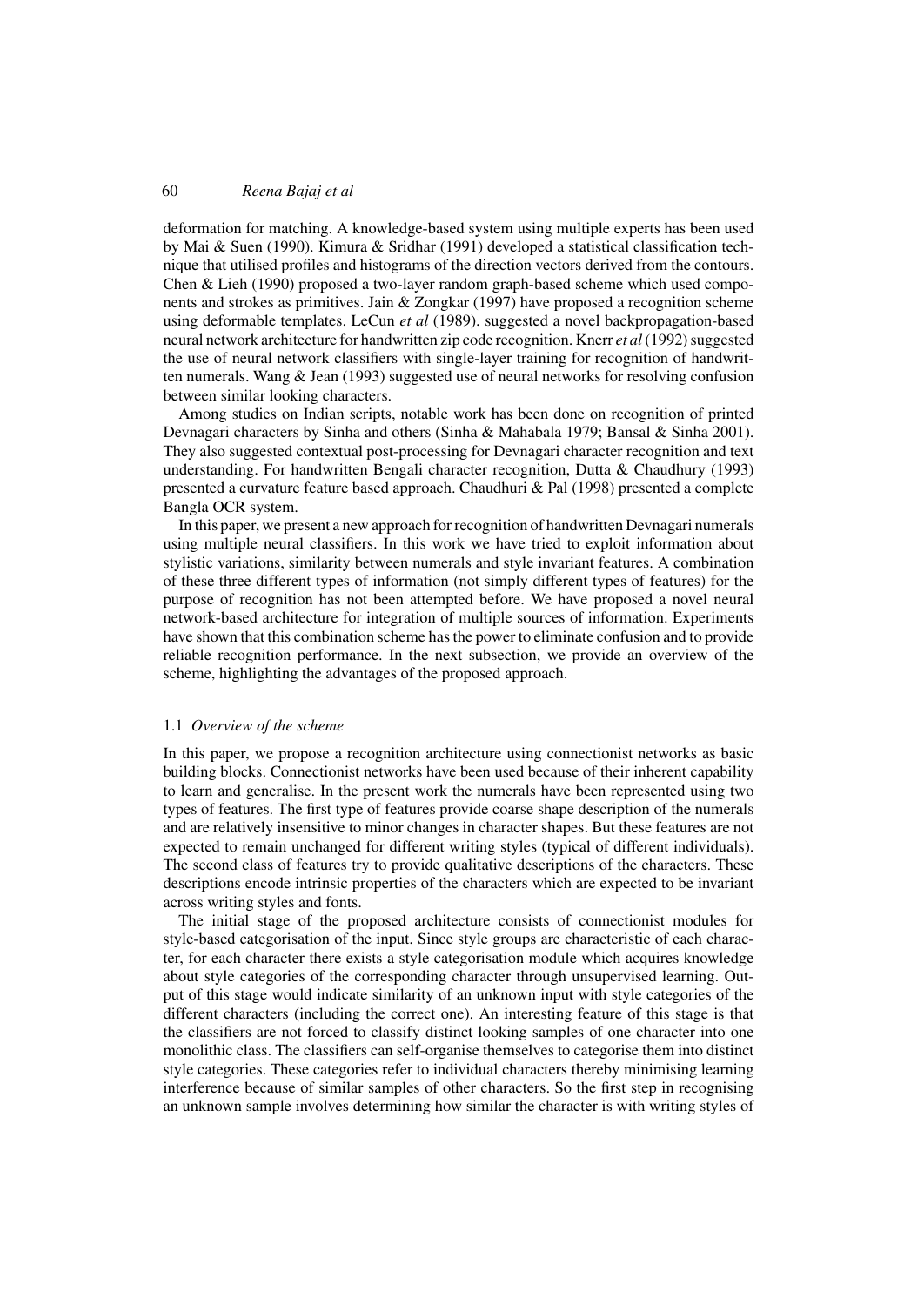deformation for matching. A knowledge-based system using multiple experts has been used by Mai & Suen (1990). Kimura & Sridhar (1991) developed a statistical classification technique that utilised profiles and histograms of the direction vectors derived from the contours. Chen & Lieh (1990) proposed a two-layer random graph-based scheme which used components and strokes as primitives. Jain & Zongkar (1997) have proposed a recognition scheme using deformable templates. LeCun *et al* (1989). suggested a novel backpropagation-based neural network architecture for handwritten zip code recognition. Knerr *et al* (1992) suggested the use of neural network classifiers with single-layer training for recognition of handwritten numerals. Wang & Jean (1993) suggested use of neural networks for resolving confusion between similar looking characters.

Among studies on Indian scripts, notable work has been done on recognition of printed Devnagari characters by Sinha and others (Sinha & Mahabala 1979; Bansal & Sinha 2001). They also suggested contextual post-processing for Devnagari character recognition and text understanding. For handwritten Bengali character recognition, Dutta & Chaudhury (1993) presented a curvature feature based approach. Chaudhuri & Pal (1998) presented a complete Bangla OCR system.

In this paper, we present a new approach for recognition of handwritten Devnagari numerals using multiple neural classifiers. In this work we have tried to exploit information about stylistic variations, similarity between numerals and style invariant features. A combination of these three different types of information (not simply different types of features) for the purpose of recognition has not been attempted before. We have proposed a novel neural network-based architecture for integration of multiple sources of information. Experiments have shown that this combination scheme has the power to eliminate confusion and to provide reliable recognition performance. In the next subsection, we provide an overview of the scheme, highlighting the advantages of the proposed approach.

### 1.1 *Overview of the scheme*

In this paper, we propose a recognition architecture using connectionist networks as basic building blocks. Connectionist networks have been used because of their inherent capability to learn and generalise. In the present work the numerals have been represented using two types of features. The first type of features provide coarse shape description of the numerals and are relatively insensitive to minor changes in character shapes. But these features are not expected to remain unchanged for different writing styles (typical of different individuals). The second class of features try to provide qualitative descriptions of the characters. These descriptions encode intrinsic properties of the characters which are expected to be invariant across writing styles and fonts.

The initial stage of the proposed architecture consists of connectionist modules for style-based categorisation of the input. Since style groups are characteristic of each character, for each character there exists a style categorisation module which acquires knowledge about style categories of the corresponding character through unsupervised learning. Output of this stage would indicate similarity of an unknown input with style categories of the different characters (including the correct one). An interesting feature of this stage is that the classifiers are not forced to classify distinct looking samples of one character into one monolithic class. The classifiers can self-organise themselves to categorise them into distinct style categories. These categories refer to individual characters thereby minimising learning interference because of similar samples of other characters. So the first step in recognising an unknown sample involves determining how similar the character is with writing styles of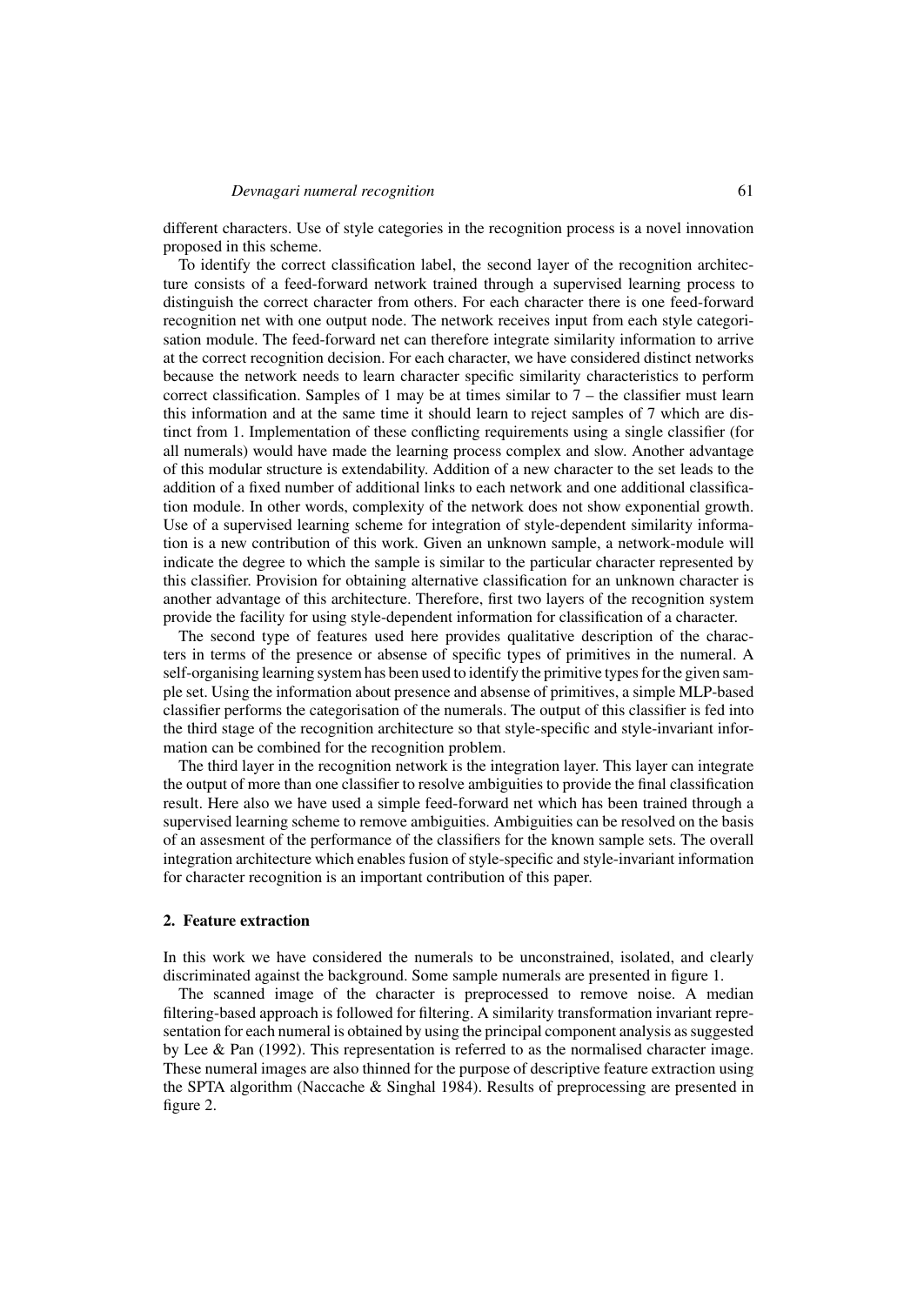different characters. Use of style categories in the recognition process is a novel innovation proposed in this scheme.

To identify the correct classification label, the second layer of the recognition architecture consists of a feed-forward network trained through a supervised learning process to distinguish the correct character from others. For each character there is one feed-forward recognition net with one output node. The network receives input from each style categorisation module. The feed-forward net can therefore integrate similarity information to arrive at the correct recognition decision. For each character, we have considered distinct networks because the network needs to learn character specific similarity characteristics to perform correct classification. Samples of 1 may be at times similar to 7 – the classifier must learn this information and at the same time it should learn to reject samples of 7 which are distinct from 1. Implementation of these conflicting requirements using a single classifier (for all numerals) would have made the learning process complex and slow. Another advantage of this modular structure is extendability. Addition of a new character to the set leads to the addition of a fixed number of additional links to each network and one additional classification module. In other words, complexity of the network does not show exponential growth. Use of a supervised learning scheme for integration of style-dependent similarity information is a new contribution of this work. Given an unknown sample, a network-module will indicate the degree to which the sample is similar to the particular character represented by this classifier. Provision for obtaining alternative classification for an unknown character is another advantage of this architecture. Therefore, first two layers of the recognition system provide the facility for using style-dependent information for classification of a character.

The second type of features used here provides qualitative description of the characters in terms of the presence or absense of specific types of primitives in the numeral. A self-organising learning system has been used to identify the primitive types for the given sample set. Using the information about presence and absense of primitives, a simple MLP-based classifier performs the categorisation of the numerals. The output of this classifier is fed into the third stage of the recognition architecture so that style-specific and style-invariant information can be combined for the recognition problem.

The third layer in the recognition network is the integration layer. This layer can integrate the output of more than one classifier to resolve ambiguities to provide the final classification result. Here also we have used a simple feed-forward net which has been trained through a supervised learning scheme to remove ambiguities. Ambiguities can be resolved on the basis of an assesment of the performance of the classifiers for the known sample sets. The overall integration architecture which enables fusion of style-specific and style-invariant information for character recognition is an important contribution of this paper.

## 2. Feature extraction

In this work we have considered the numerals to be unconstrained, isolated, and clearly discriminated against the background. Some sample numerals are presented in figure 1.

The scanned image of the character is preprocessed to remove noise. A median filtering-based approach is followed for filtering. A similarity transformation invariant representation for each numeral is obtained by using the principal component analysis as suggested by Lee & Pan (1992). This representation is referred to as the normalised character image. These numeral images are also thinned for the purpose of descriptive feature extraction using the SPTA algorithm (Naccache & Singhal 1984). Results of preprocessing are presented in figure 2.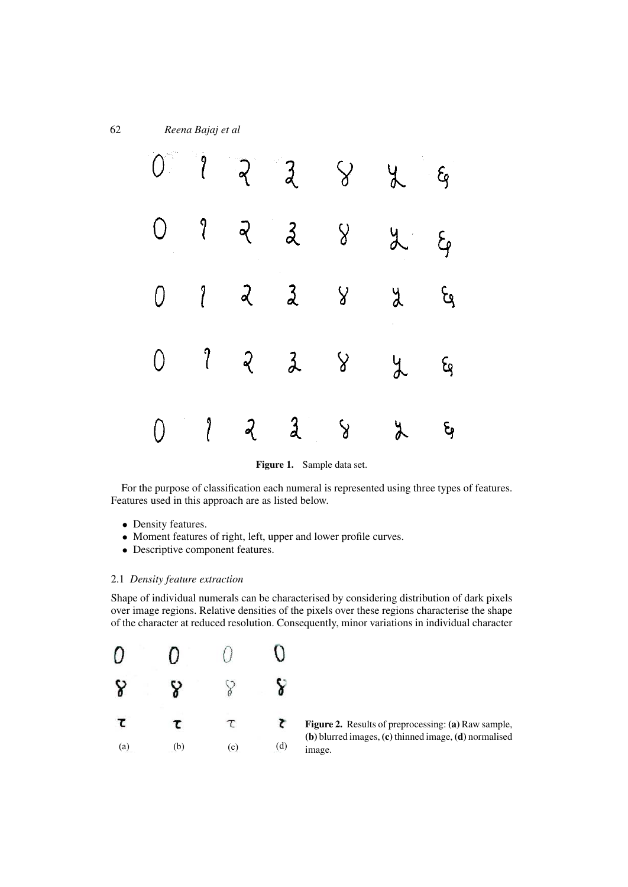**Figure 1.** Sample data set.

For the purpose of classification each numeral is represented using three types of features. Features used in this approach are as listed below.

- Density features.
- Moment features of right, left, upper and lower profile curves.
- Descriptive component features.

### 2.1 *Density feature extraction*

Shape of individual numerals can be characterised by considering distribution of dark pixels over image regions. Relative densities of the pixels over these regions characterise the shape of the character at reduced resolution. Consequently, minor variations in individual character

**Figure 2.** Results of preprocessing: **(a)** Raw sample, **(b)** blurred images, **(c)** thinned image, **(d)** normalised image.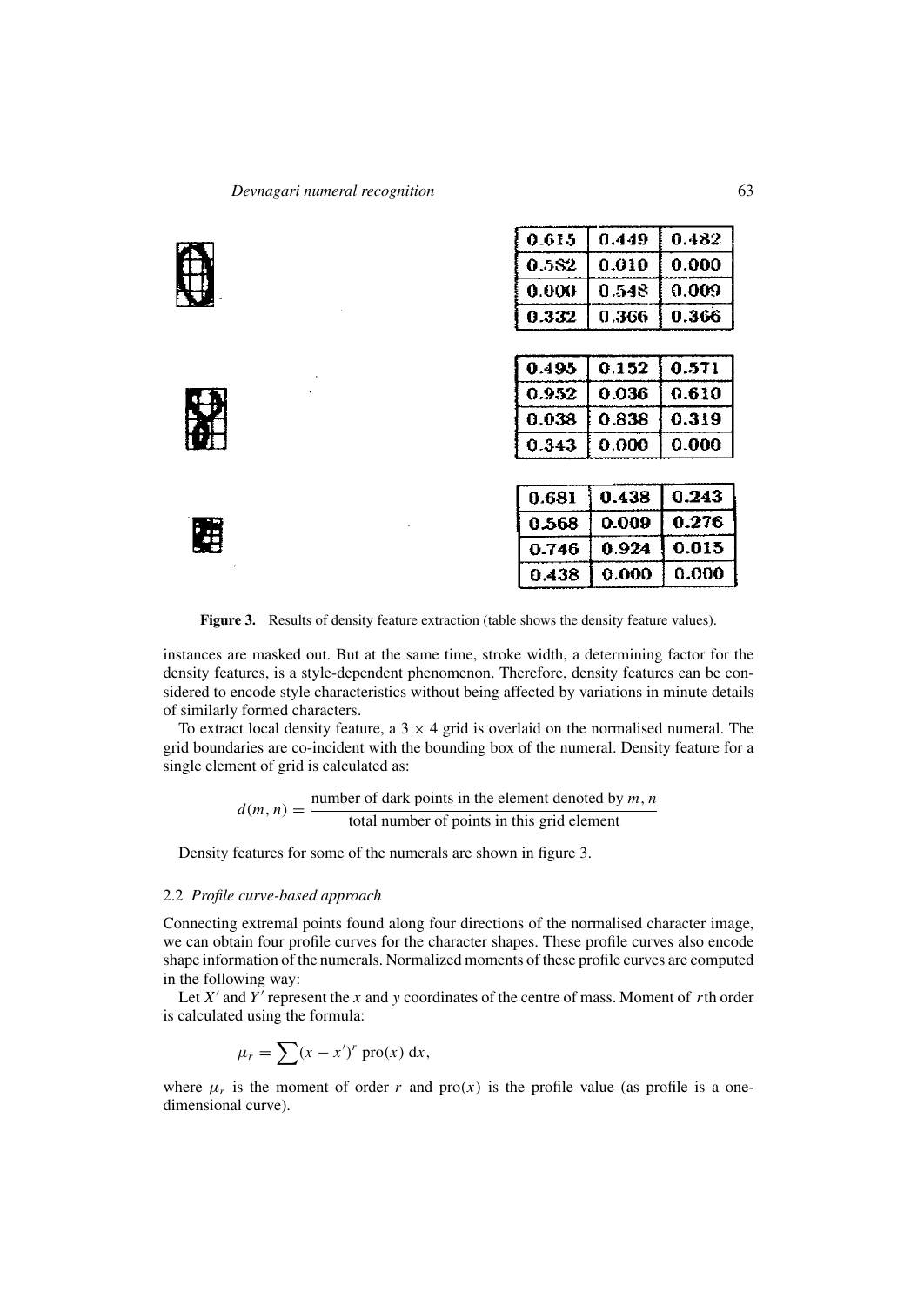| 0.615 | 0.449 | 0.482 |
|---|---|---|
| 0.582 | 0.010 | 0.000 |
| 0.000 | 0.548 | 0.009 |
| 0.332 | 0.366 | 0.366 |

| 0.495 | 0.152 | 0.571 |
|---|---|---|
| 0.952 | 0.036 | 0.610 |
| 0.038 | 0.838 | 0.319 |
| 0.343 | 0.000 | 0.000 |

| 0.681 | 0.438 | 0.243 |
|---|---|---|
| 0.568 | 0.009 | 0.276 |
| 0.746 | 0.924 | 0.015 |
| 0.438 | 0.000 | 0.000 |

**Figure 3.** Results of density feature extraction (table shows the density feature values).

instances are masked out. But at the same time, stroke width, a determining factor for the density features, is a style-dependent phenomenon. Therefore, density features can be considered to encode style characteristics without being affected by variations in minute details of similarly formed characters.

To extract local density feature, a $3 \times 4$ grid is overlaid on the normalised numeral. The grid boundaries are co-incident with the bounding box of the numeral. Density feature for a single element of grid is calculated as:

$$d(m, n) = \frac{\text{number of dark points in the element denoted by } m, n}{\text{total number of points in this grid element}}$$

Density features for some of the numerals are shown in figure 3.

### 2.2 *Profile curve-based approach*

Connecting extremal points found along four directions of the normalised character image, we can obtain four profile curves for the character shapes. These profile curves also encode shape information of the numerals. Normalized moments of these profile curves are computed in the following way:

Let $X'$ and $Y'$ represent the $x$ and $y$ coordinates of the centre of mass. Moment of $r$th order is calculated using the formula:

$$\mu_r = \sum (x - x')^r \operatorname{pro}(x) \, \mathrm{d}x,$$

where $\mu_r$ is the moment of order $r$ and $\operatorname{pro}(x)$ is the profile value (as profile is a one-dimensional curve).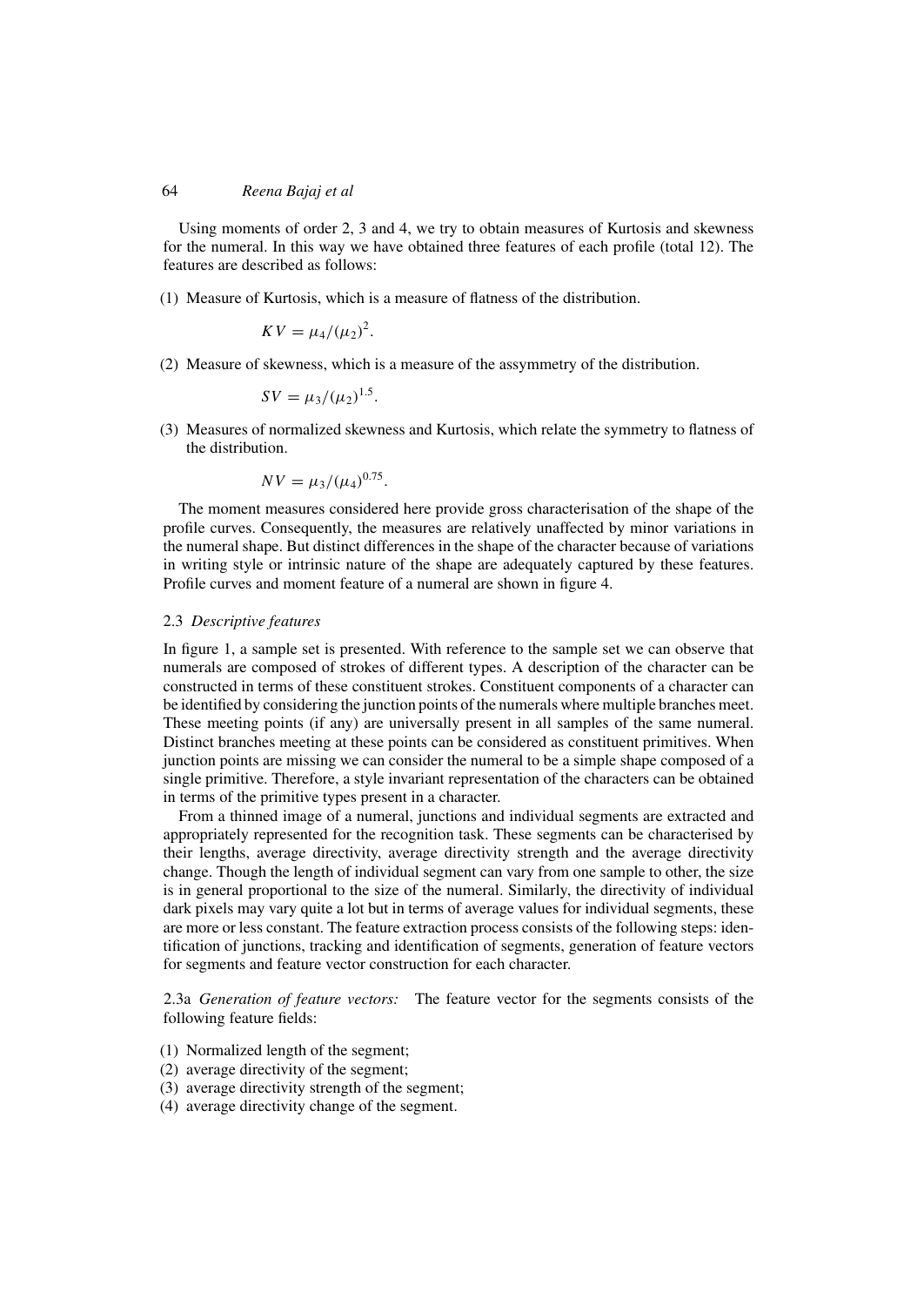Using moments of order 2, 3 and 4, we try to obtain measures of Kurtosis and skewness for the numeral. In this way we have obtained three features of each profile (total 12). The features are described as follows:

(1) Measure of Kurtosis, which is a measure of flatness of the distribution.

$$KV = \mu_4/(\mu_2)^2.$$

(2) Measure of skewness, which is a measure of the assymmetry of the distribution.

$$SV = \mu_3/(\mu_2)^{1.5}.$$

(3) Measures of normalized skewness and Kurtosis, which relate the symmetry to flatness of the distribution.

$$NV = \mu_3/(\mu_4)^{0.75}.$$

The moment measures considered here provide gross characterisation of the shape of the profile curves. Consequently, the measures are relatively unaffected by minor variations in the numeral shape. But distinct differences in the shape of the character because of variations in writing style or intrinsic nature of the shape are adequately captured by these features. Profile curves and moment feature of a numeral are shown in figure 4.

### 2.3 *Descriptive features*

In figure 1, a sample set is presented. With reference to the sample set we can observe that numerals are composed of strokes of different types. A description of the character can be constructed in terms of these constituent strokes. Constituent components of a character can be identified by considering the junction points of the numerals where multiple branches meet. These meeting points (if any) are universally present in all samples of the same numeral. Distinct branches meeting at these points can be considered as constituent primitives. When junction points are missing we can consider the numeral to be a simple shape composed of a single primitive. Therefore, a style invariant representation of the characters can be obtained in terms of the primitive types present in a character.

From a thinned image of a numeral, junctions and individual segments are extracted and appropriately represented for the recognition task. These segments can be characterised by their lengths, average directivity, average directivity strength and the average directivity change. Though the length of individual segment can vary from one sample to other, the size is in general proportional to the size of the numeral. Similarly, the directivity of individual dark pixels may vary quite a lot but in terms of average values for individual segments, these are more or less constant. The feature extraction process consists of the following steps: identification of junctions, tracking and identification of segments, generation of feature vectors for segments and feature vector construction for each character.

2.3a *Generation of feature vectors:* The feature vector for the segments consists of the following feature fields:

(1) Normalized length of the segment;
(2) average directivity of the segment;
(3) average directivity strength of the segment;
(4) average directivity change of the segment.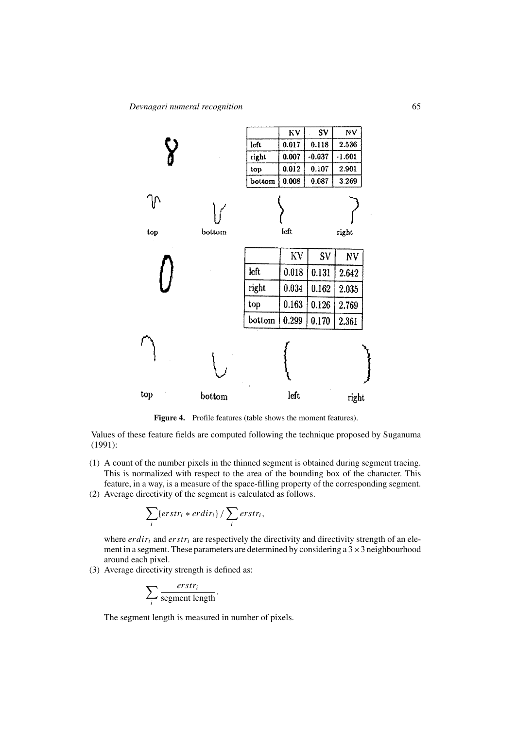|  | KV | SV | NV |
| --- | --- | --- | --- |
| left | 0.017 | 0.118 | 2.536 |
| right | 0.007 | -0.037 | -1.601 |
| top | 0.012 | 0.107 | 2.901 |
| bottom | 0.008 | 0.087 | 3.269 |

top bottom left right

|  | KV | SV | NV |
| --- | --- | --- | --- |
| left | 0.018 | 0.131 | 2.642 |
| right | 0.034 | 0.162 | 2.035 |
| top | 0.163 | 0.126 | 2.769 |
| bottom | 0.299 | 0.170 | 2.361 |

top bottom left right

**Figure 4.** Profile features (table shows the moment features).

Values of these feature fields are computed following the technique proposed by Suganuma (1991):

(1) A count of the number pixels in the thinned segment is obtained during segment tracing. This is normalized with respect to the area of the bounding box of the character. This feature, in a way, is a measure of the space-filling property of the corresponding segment.

(2) Average directivity of the segment is calculated as follows.

$$\sum_i \{erstr_i * erdir_i\} \,/\, \sum_i erstr_i,$$

where $erdir_i$ and $erstr_i$ are respectively the directivity and directivity strength of an element in a segment. These parameters are determined by considering a $3 \times 3$ neighbourhood around each pixel.

(3) Average directivity strength is defined as:

$$\sum_i \frac{erstr_i}{\text{segment length}}.$$

The segment length is measured in number of pixels.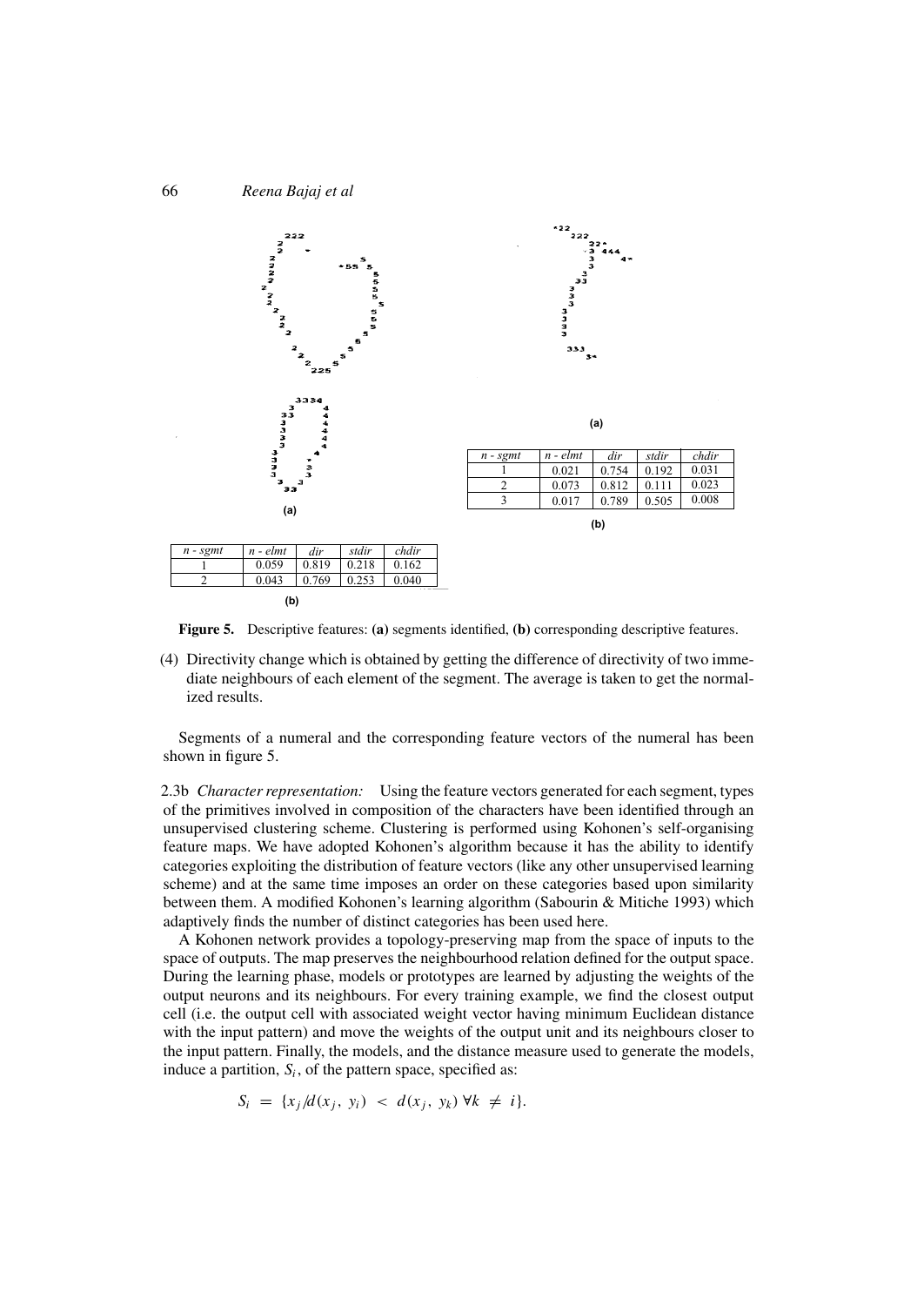| n - sgmt | n - elmt | dir | stdir | chdir |
|---|---|---|---|---|
| 1 | 0.059 | 0.819 | 0.218 | 0.162 |
| 2 | 0.043 | 0.769 | 0.253 | 0.040 |

(b)

| n - sgmt | n - elmt | dir | stdir | chdir |
|---|---|---|---|---|
| 1 | 0.021 | 0.754 | 0.192 | 0.031 |
| 2 | 0.073 | 0.812 | 0.111 | 0.023 |
| 3 | 0.017 | 0.789 | 0.505 | 0.008 |

(b)

**Figure 5.** Descriptive features: **(a)** segments identified, **(b)** corresponding descriptive features.

(4) Directivity change which is obtained by getting the difference of directivity of two immediate neighbours of each element of the segment. The average is taken to get the normalized results.

Segments of a numeral and the corresponding feature vectors of the numeral has been shown in figure 5.

2.3b *Character representation:* Using the feature vectors generated for each segment, types of the primitives involved in composition of the characters have been identified through an unsupervised clustering scheme. Clustering is performed using Kohonen's self-organising feature maps. We have adopted Kohonen's algorithm because it has the ability to identify categories exploiting the distribution of feature vectors (like any other unsupervised learning scheme) and at the same time imposes an order on these categories based upon similarity between them. A modified Kohonen's learning algorithm (Sabourin & Mitiche 1993) which adaptively finds the number of distinct categories has been used here.

A Kohonen network provides a topology-preserving map from the space of inputs to the space of outputs. The map preserves the neighbourhood relation defined for the output space. During the learning phase, models or prototypes are learned by adjusting the weights of the output neurons and its neighbours. For every training example, we find the closest output cell (i.e. the output cell with associated weight vector having minimum Euclidean distance with the input pattern) and move the weights of the output unit and its neighbours closer to the input pattern. Finally, the models, and the distance measure used to generate the models, induce a partition, $S_i$, of the pattern space, specified as:

$$S_i = \{x_j / d(x_j, y_i) < d(x_j, y_k) \; \forall k \neq i\}.$$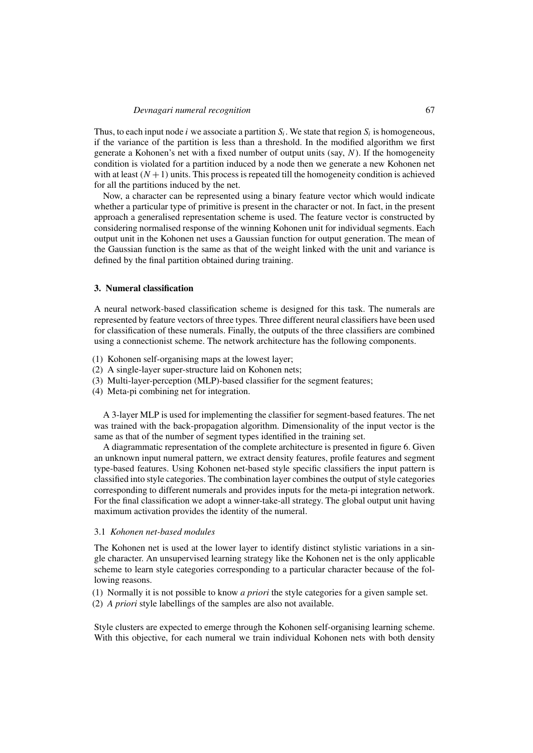Thus, to each input node $i$ we associate a partition $S_i$. We state that region $S_i$ is homogeneous, if the variance of the partition is less than a threshold. In the modified algorithm we first generate a Kohonen's net with a fixed number of output units (say, $N$). If the homogeneity condition is violated for a partition induced by a node then we generate a new Kohonen net with at least $(N+1)$ units. This process is repeated till the homogeneity condition is achieved for all the partitions induced by the net.

Now, a character can be represented using a binary feature vector which would indicate whether a particular type of primitive is present in the character or not. In fact, in the present approach a generalised representation scheme is used. The feature vector is constructed by considering normalised response of the winning Kohonen unit for individual segments. Each output unit in the Kohonen net uses a Gaussian function for output generation. The mean of the Gaussian function is the same as that of the weight linked with the unit and variance is defined by the final partition obtained during training.

## 3. Numeral classification

A neural network-based classification scheme is designed for this task. The numerals are represented by feature vectors of three types. Three different neural classifiers have been used for classification of these numerals. Finally, the outputs of the three classifiers are combined using a connectionist scheme. The network architecture has the following components.

(1) Kohonen self-organising maps at the lowest layer;
(2) A single-layer super-structure laid on Kohonen nets;
(3) Multi-layer-perception (MLP)-based classifier for the segment features;
(4) Meta-pi combining net for integration.

A 3-layer MLP is used for implementing the classifier for segment-based features. The net was trained with the back-propagation algorithm. Dimensionality of the input vector is the same as that of the number of segment types identified in the training set.

A diagrammatic representation of the complete architecture is presented in figure 6. Given an unknown input numeral pattern, we extract density features, profile features and segment type-based features. Using Kohonen net-based style specific classifiers the input pattern is classified into style categories. The combination layer combines the output of style categories corresponding to different numerals and provides inputs for the meta-pi integration network. For the final classification we adopt a winner-take-all strategy. The global output unit having maximum activation provides the identity of the numeral.

### 3.1 *Kohonen net-based modules*

The Kohonen net is used at the lower layer to identify distinct stylistic variations in a single character. An unsupervised learning strategy like the Kohonen net is the only applicable scheme to learn style categories corresponding to a particular character because of the following reasons.

(1) Normally it is not possible to know *a priori* the style categories for a given sample set.
(2) *A priori* style labellings of the samples are also not available.

Style clusters are expected to emerge through the Kohonen self-organising learning scheme. With this objective, for each numeral we train individual Kohonen nets with both density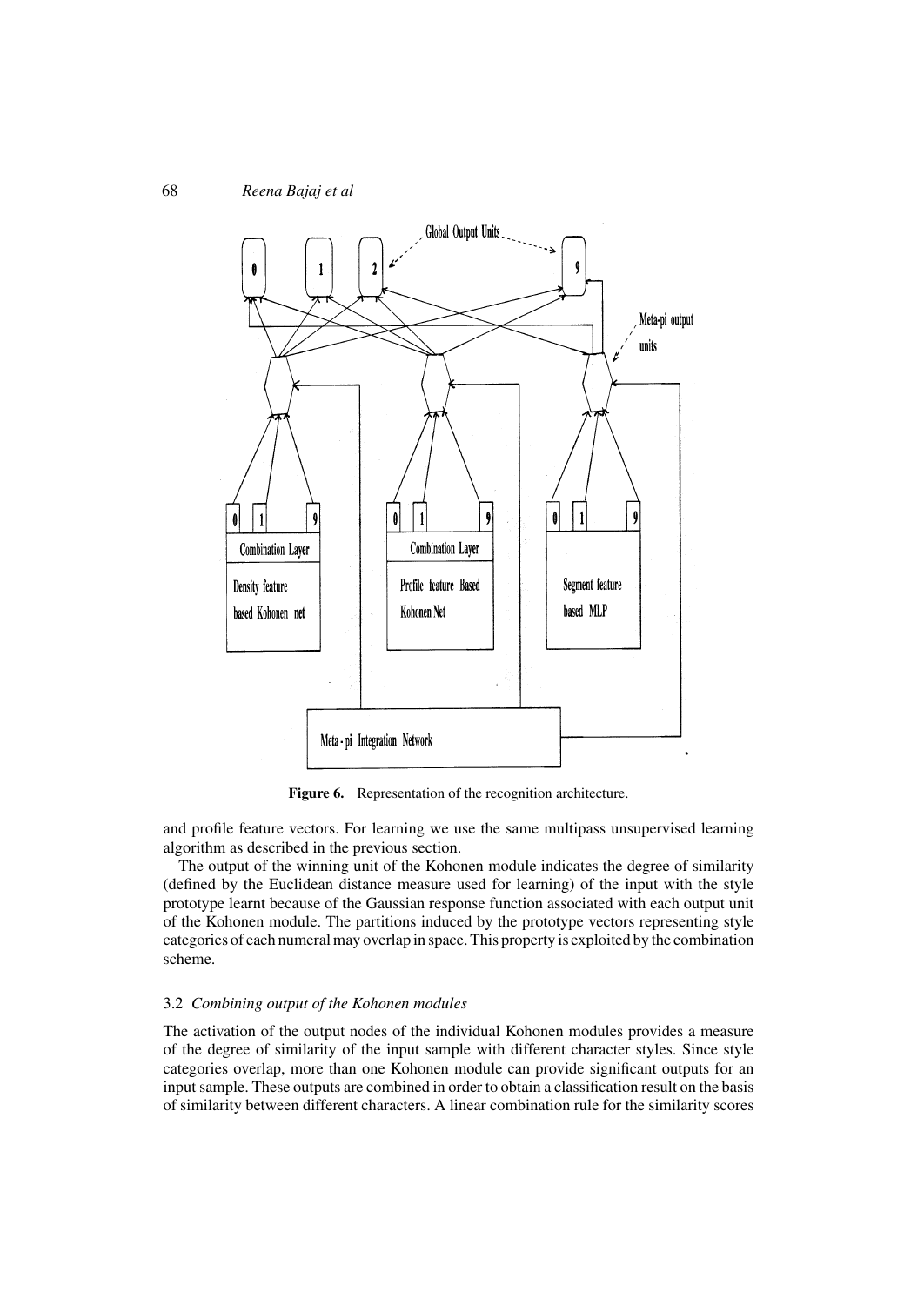**Figure 6.** Representation of the recognition architecture.

and profile feature vectors. For learning we use the same multipass unsupervised learning algorithm as described in the previous section.

The output of the winning unit of the Kohonen module indicates the degree of similarity (defined by the Euclidean distance measure used for learning) of the input with the style prototype learnt because of the Gaussian response function associated with each output unit of the Kohonen module. The partitions induced by the prototype vectors representing style categories of each numeral may overlap in space. This property is exploited by the combination scheme.

### 3.2 *Combining output of the Kohonen modules*

The activation of the output nodes of the individual Kohonen modules provides a measure of the degree of similarity of the input sample with different character styles. Since style categories overlap, more than one Kohonen module can provide significant outputs for an input sample. These outputs are combined in order to obtain a classification result on the basis of similarity between different characters. A linear combination rule for the similarity scores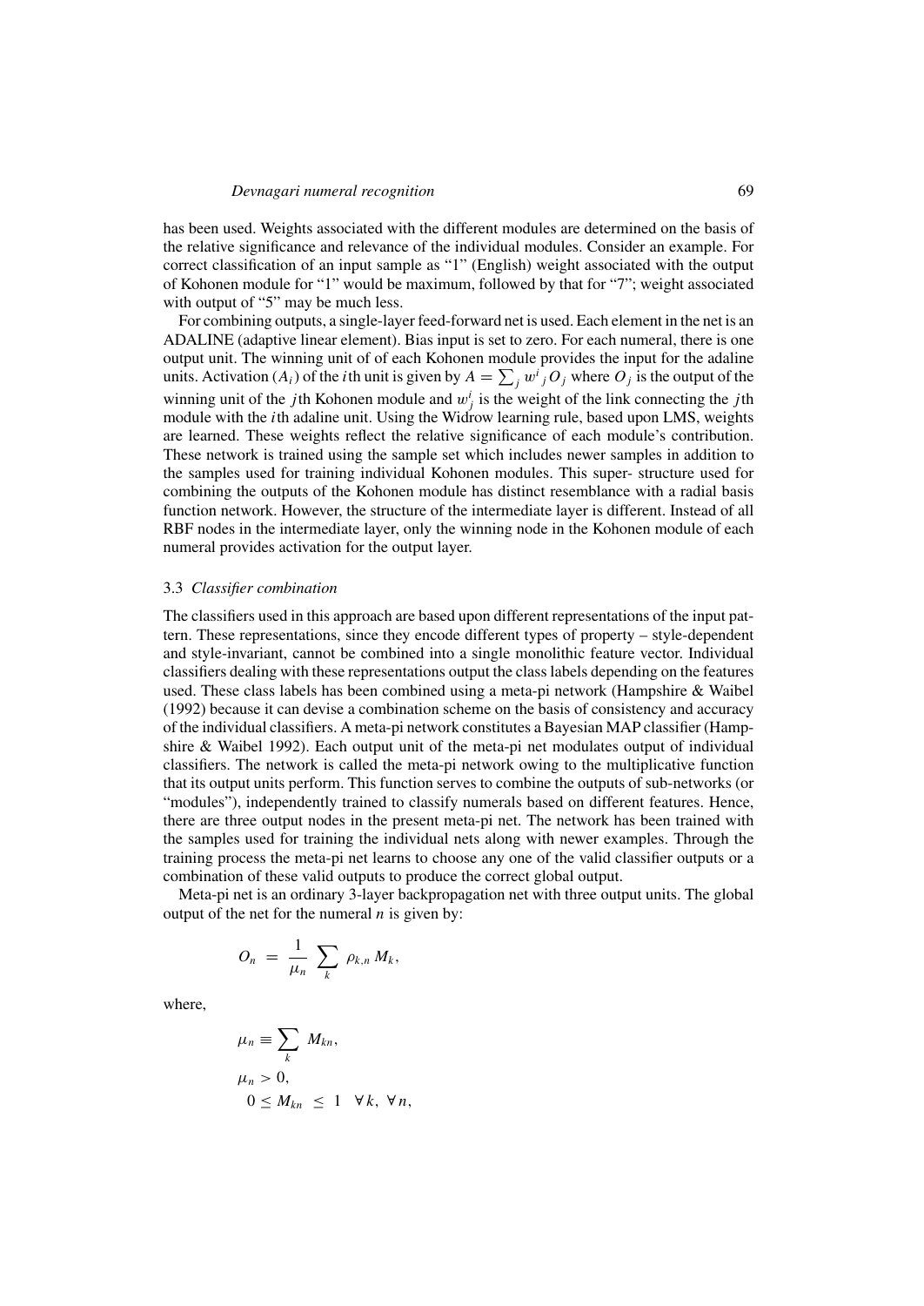has been used. Weights associated with the different modules are determined on the basis of the relative significance and relevance of the individual modules. Consider an example. For correct classification of an input sample as "1" (English) weight associated with the output of Kohonen module for "1" would be maximum, followed by that for "7"; weight associated with output of "5" may be much less.

For combining outputs, a single-layer feed-forward net is used. Each element in the net is an ADALINE (adaptive linear element). Bias input is set to zero. For each numeral, there is one output unit. The winning unit of of each Kohonen module provides the input for the adaline units. Activation ($A_i$) of the $i$th unit is given by $A = \sum_j w^i{}_j O_j$ where $O_j$ is the output of the winning unit of the $j$th Kohonen module and $w^i_j$ is the weight of the link connecting the $j$th module with the $i$th adaline unit. Using the Widrow learning rule, based upon LMS, weights are learned. These weights reflect the relative significance of each module's contribution. These network is trained using the sample set which includes newer samples in addition to the samples used for training individual Kohonen modules. This super- structure used for combining the outputs of the Kohonen module has distinct resemblance with a radial basis function network. However, the structure of the intermediate layer is different. Instead of all RBF nodes in the intermediate layer, only the winning node in the Kohonen module of each numeral provides activation for the output layer.

### 3.3 *Classifier combination*

The classifiers used in this approach are based upon different representations of the input pattern. These representations, since they encode different types of property – style-dependent and style-invariant, cannot be combined into a single monolithic feature vector. Individual classifiers dealing with these representations output the class labels depending on the features used. These class labels has been combined using a meta-pi network (Hampshire & Waibel (1992) because it can devise a combination scheme on the basis of consistency and accuracy of the individual classifiers. A meta-pi network constitutes a Bayesian MAP classifier (Hampshire & Waibel 1992). Each output unit of the meta-pi net modulates output of individual classifiers. The network is called the meta-pi network owing to the multiplicative function that its output units perform. This function serves to combine the outputs of sub-networks (or "modules"), independently trained to classify numerals based on different features. Hence, there are three output nodes in the present meta-pi net. The network has been trained with the samples used for training the individual nets along with newer examples. Through the training process the meta-pi net learns to choose any one of the valid classifier outputs or a combination of these valid outputs to produce the correct global output.

Meta-pi net is an ordinary 3-layer backpropagation net with three output units. The global output of the net for the numeral $n$ is given by:

$$O_n = \frac{1}{\mu_n} \sum_k \rho_{k,n} M_k,$$

where,

$$\mu_n \equiv \sum_k M_{kn},$$

$$\mu_n > 0,$$

$$0 \leq M_{kn} \leq 1 \quad \forall k, \ \forall n,$$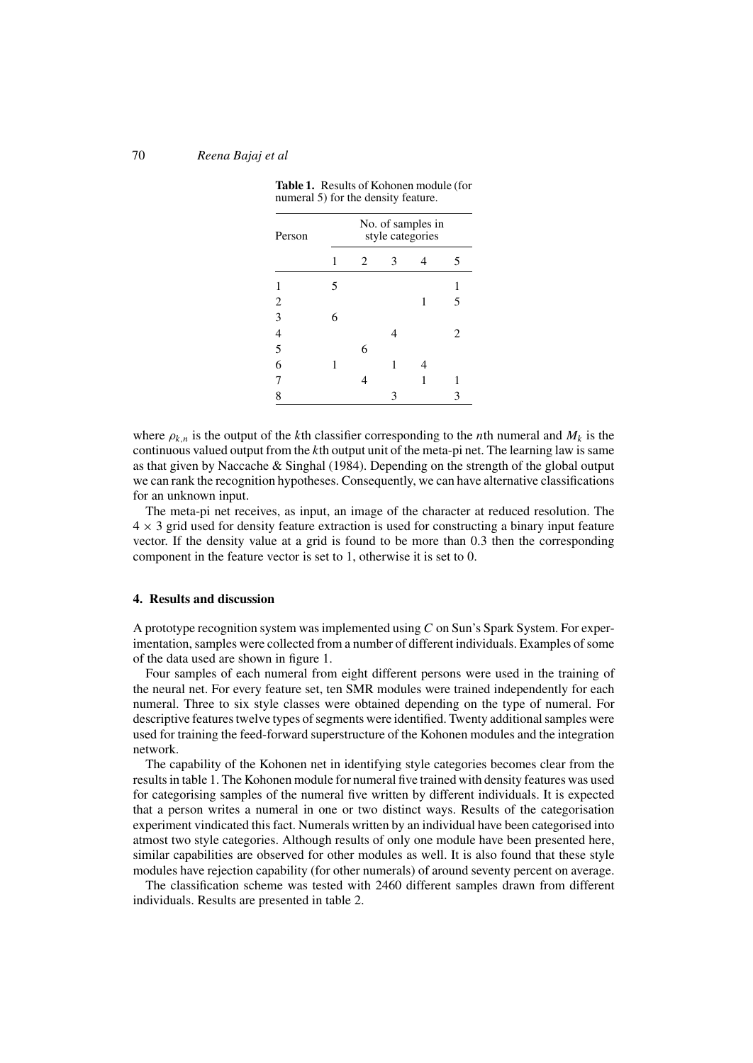**Table 1.** Results of Kohonen module (for numeral 5) for the density feature.

| Person | No. of samples in style categories | | | | |
|---|---|---|---|---|---|
| | 1 | 2 | 3 | 4 | 5 |
| 1 | 5 | | | | 1 |
| 2 | | | | 1 | 5 |
| 3 | 6 | | | | |
| 4 | | | 4 | | 2 |
| 5 | | 6 | | | |
| 6 | 1 | | 1 | 4 | |
| 7 | | 4 | | 1 | 1 |
| 8 | | | 3 | | 3 |

where $\rho_{k,n}$ is the output of the $k$th classifier corresponding to the $n$th numeral and $M_k$ is the continuous valued output from the $k$th output unit of the meta-pi net. The learning law is same as that given by Naccache & Singhal (1984). Depending on the strength of the global output we can rank the recognition hypotheses. Consequently, we can have alternative classifications for an unknown input.

The meta-pi net receives, as input, an image of the character at reduced resolution. The $4 \times 3$ grid used for density feature extraction is used for constructing a binary input feature vector. If the density value at a grid is found to be more than 0.3 then the corresponding component in the feature vector is set to 1, otherwise it is set to 0.

## 4. Results and discussion

A prototype recognition system was implemented using *C* on Sun's Spark System. For experimentation, samples were collected from a number of different individuals. Examples of some of the data used are shown in figure 1.

Four samples of each numeral from eight different persons were used in the training of the neural net. For every feature set, ten SMR modules were trained independently for each numeral. Three to six style classes were obtained depending on the type of numeral. For descriptive features twelve types of segments were identified. Twenty additional samples were used for training the feed-forward superstructure of the Kohonen modules and the integration network.

The capability of the Kohonen net in identifying style categories becomes clear from the results in table 1. The Kohonen module for numeral five trained with density features was used for categorising samples of the numeral five written by different individuals. It is expected that a person writes a numeral in one or two distinct ways. Results of the categorisation experiment vindicated this fact. Numerals written by an individual have been categorised into atmost two style categories. Although results of only one module have been presented here, similar capabilities are observed for other modules as well. It is also found that these style modules have rejection capability (for other numerals) of around seventy percent on average.

The classification scheme was tested with 2460 different samples drawn from different individuals. Results are presented in table 2.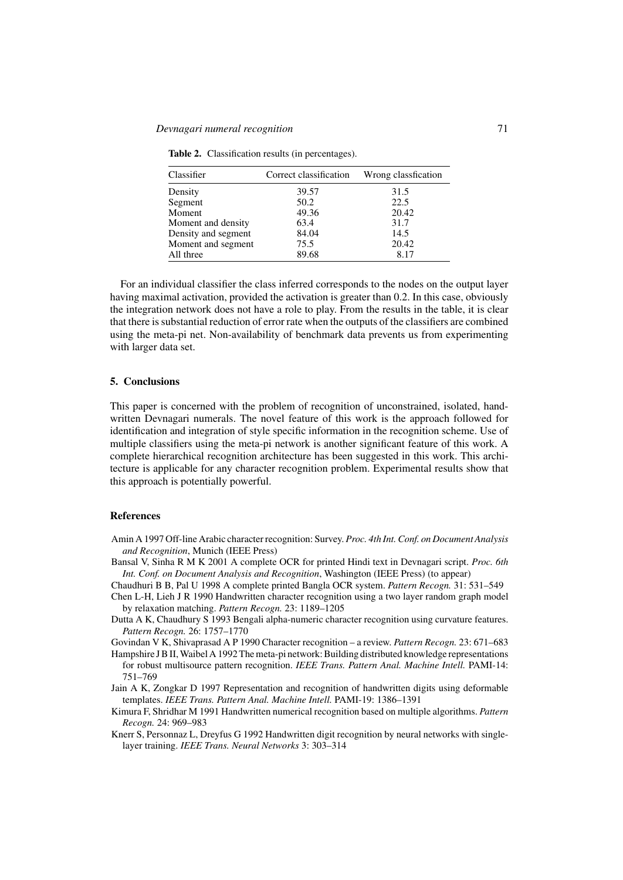**Table 2.** Classification results (in percentages).

| Classifier | Correct classification | Wrong classfication |
|---|---|---|
| Density | 39.57 | 31.5 |
| Segment | 50.2 | 22.5 |
| Moment | 49.36 | 20.42 |
| Moment and density | 63.4 | 31.7 |
| Density and segment | 84.04 | 14.5 |
| Moment and segment | 75.5 | 20.42 |
| All three | 89.68 | 8.17 |

For an individual classifier the class inferred corresponds to the nodes on the output layer having maximal activation, provided the activation is greater than 0.2. In this case, obviously the integration network does not have a role to play. From the results in the table, it is clear that there is substantial reduction of error rate when the outputs of the classifiers are combined using the meta-pi net. Non-availability of benchmark data prevents us from experimenting with larger data set.

## 5. Conclusions

This paper is concerned with the problem of recognition of unconstrained, isolated, handwritten Devnagari numerals. The novel feature of this work is the approach followed for identification and integration of style specific information in the recognition scheme. Use of multiple classifiers using the meta-pi network is another significant feature of this work. A complete hierarchical recognition architecture has been suggested in this work. This architecture is applicable for any character recognition problem. Experimental results show that this approach is potentially powerful.

## References

Amin A 1997 Off-line Arabic character recognition: Survey. *Proc. 4th Int. Conf. on Document Analysis and Recognition*, Munich (IEEE Press)

Bansal V, Sinha R M K 2001 A complete OCR for printed Hindi text in Devnagari script. *Proc. 6th Int. Conf. on Document Analysis and Recognition*, Washington (IEEE Press) (to appear)

Chaudhuri B B, Pal U 1998 A complete printed Bangla OCR system. *Pattern Recogn.* 31: 531–549

Chen L-H, Lieh J R 1990 Handwritten character recognition using a two layer random graph model by relaxation matching. *Pattern Recogn.* 23: 1189–1205

Dutta A K, Chaudhury S 1993 Bengali alpha-numeric character recognition using curvature features. *Pattern Recogn.* 26: 1757–1770

Govindan V K, Shivaprasad A P 1990 Character recognition – a review. *Pattern Recogn.* 23: 671–683

Hampshire J B II, Waibel A 1992 The meta-pi network: Building distributed knowledge representations for robust multisource pattern recognition. *IEEE Trans. Pattern Anal. Machine Intell.* PAMI-14: 751–769

Jain A K, Zongkar D 1997 Representation and recognition of handwritten digits using deformable templates. *IEEE Trans. Pattern Anal. Machine Intell.* PAMI-19: 1386–1391

Kimura F, Shridhar M 1991 Handwritten numerical recognition based on multiple algorithms. *Pattern Recogn.* 24: 969–983

Knerr S, Personnaz L, Dreyfus G 1992 Handwritten digit recognition by neural networks with single-layer training. *IEEE Trans. Neural Networks* 3: 303–314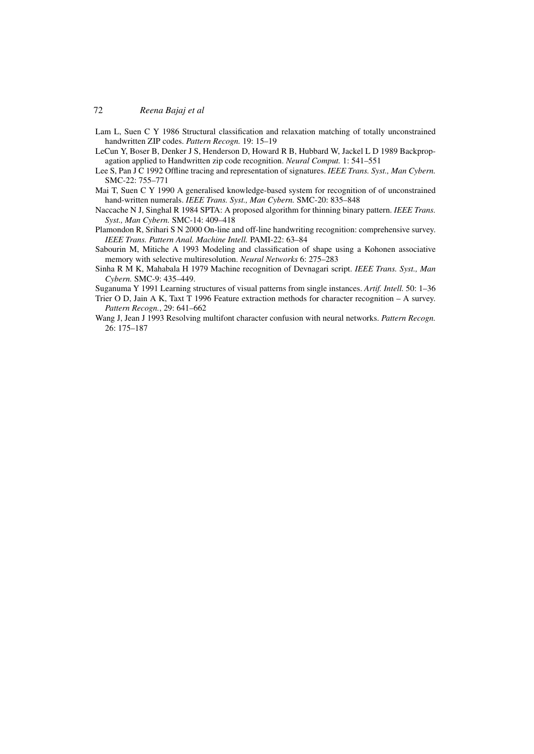Lam L, Suen C Y 1986 Structural classification and relaxation matching of totally unconstrained handwritten ZIP codes. *Pattern Recogn.* 19: 15–19

LeCun Y, Boser B, Denker J S, Henderson D, Howard R B, Hubbard W, Jackel L D 1989 Backpropagation applied to Handwritten zip code recognition. *Neural Comput.* 1: 541–551

Lee S, Pan J C 1992 Offline tracing and representation of signatures. *IEEE Trans. Syst., Man Cybern.* SMC-22: 755–771

Mai T, Suen C Y 1990 A generalised knowledge-based system for recognition of of unconstrained hand-written numerals. *IEEE Trans. Syst., Man Cybern.* SMC-20: 835–848

Naccache N J, Singhal R 1984 SPTA: A proposed algorithm for thinning binary pattern. *IEEE Trans. Syst., Man Cybern.* SMC-14: 409–418

Plamondon R, Srihari S N 2000 On-line and off-line handwriting recognition: comprehensive survey. *IEEE Trans. Pattern Anal. Machine Intell.* PAMI-22: 63–84

Sabourin M, Mitiche A 1993 Modeling and classification of shape using a Kohonen associative memory with selective multiresolution. *Neural Networks* 6: 275–283

Sinha R M K, Mahabala H 1979 Machine recognition of Devnagari script. *IEEE Trans. Syst., Man Cybern.* SMC-9: 435–449.

Suganuma Y 1991 Learning structures of visual patterns from single instances. *Artif. Intell.* 50: 1–36

Trier O D, Jain A K, Taxt T 1996 Feature extraction methods for character recognition – A survey. *Pattern Recogn.*, 29: 641–662

Wang J, Jean J 1993 Resolving multifont character confusion with neural networks. *Pattern Recogn.* 26: 175–187